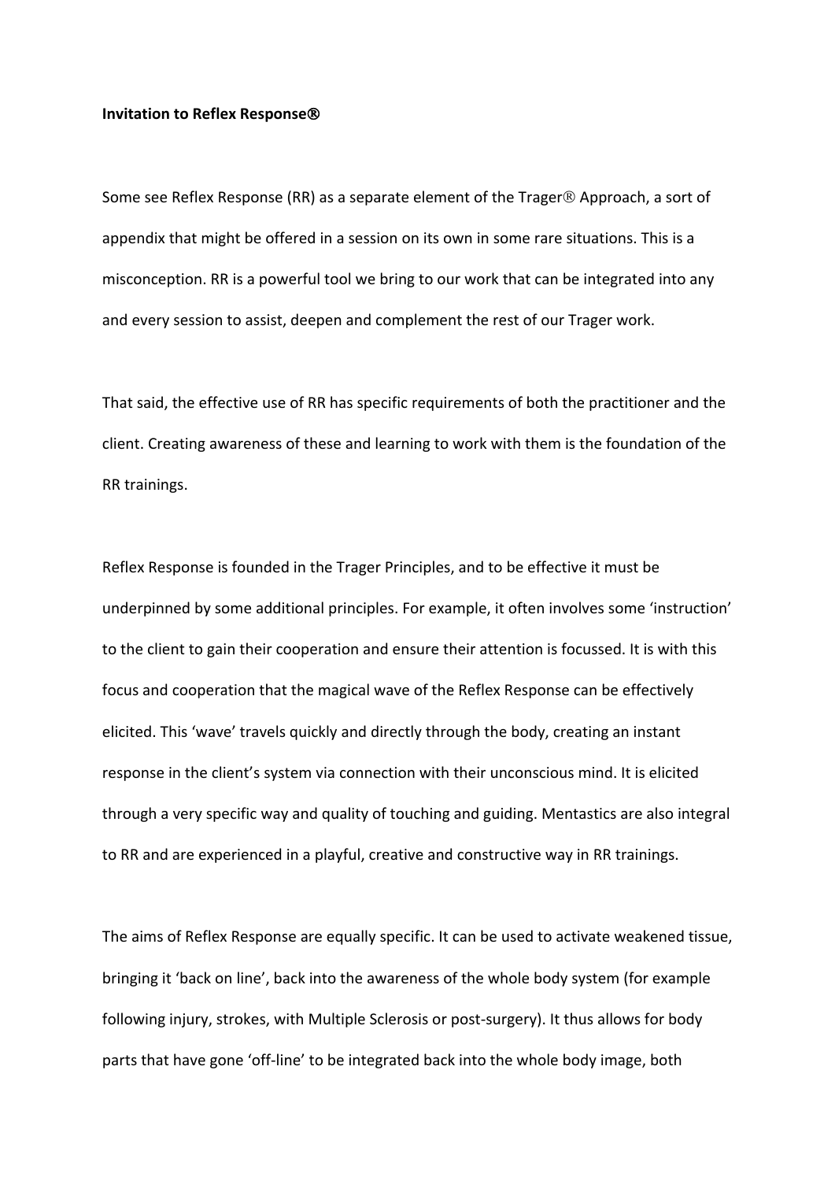**Invitation to Reflex Response®**

Some see Reflex Response (RR) as a separate element of the Trager® Approach, a sort of appendix that might be offered in a session on its own in some rare situations. This is a misconception. RR is a powerful tool we bring to our work that can be integrated into any and every session to assist, deepen and complement the rest of our Trager work.

That said, the effective use of RR has specific requirements of both the practitioner and the client. Creating awareness of these and learning to work with them is the foundation of the RR trainings.

Reflex Response is founded in the Trager Principles, and to be effective it must be underpinned by some additional principles. For example, it often involves some 'instruction' to the client to gain their cooperation and ensure their attention is focussed. It is with this focus and cooperation that the magical wave of the Reflex Response can be effectively elicited. This 'wave' travels quickly and directly through the body, creating an instant response in the client's system via connection with their unconscious mind. It is elicited through a very specific way and quality of touching and guiding. Mentastics are also integral to RR and are experienced in a playful, creative and constructive way in RR trainings.

The aims of Reflex Response are equally specific. It can be used to activate weakened tissue, bringing it 'back on line', back into the awareness of the whole body system (for example following injury, strokes, with Multiple Sclerosis or post-surgery). It thus allows for body parts that have gone 'off-line' to be integrated back into the whole body image, both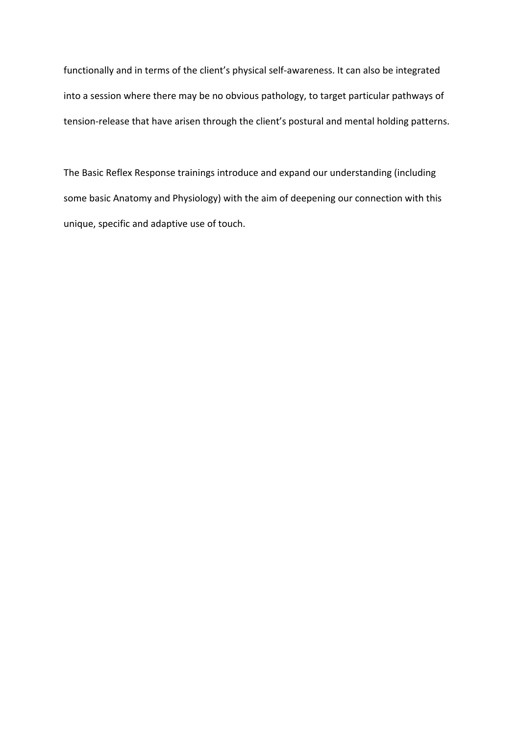functionally and in terms of the client's physical self-awareness. It can also be integrated into a session where there may be no obvious pathology, to target particular pathways of tension-release that have arisen through the client's postural and mental holding patterns.

The Basic Reflex Response trainings introduce and expand our understanding (including some basic Anatomy and Physiology) with the aim of deepening our connection with this unique, specific and adaptive use of touch.